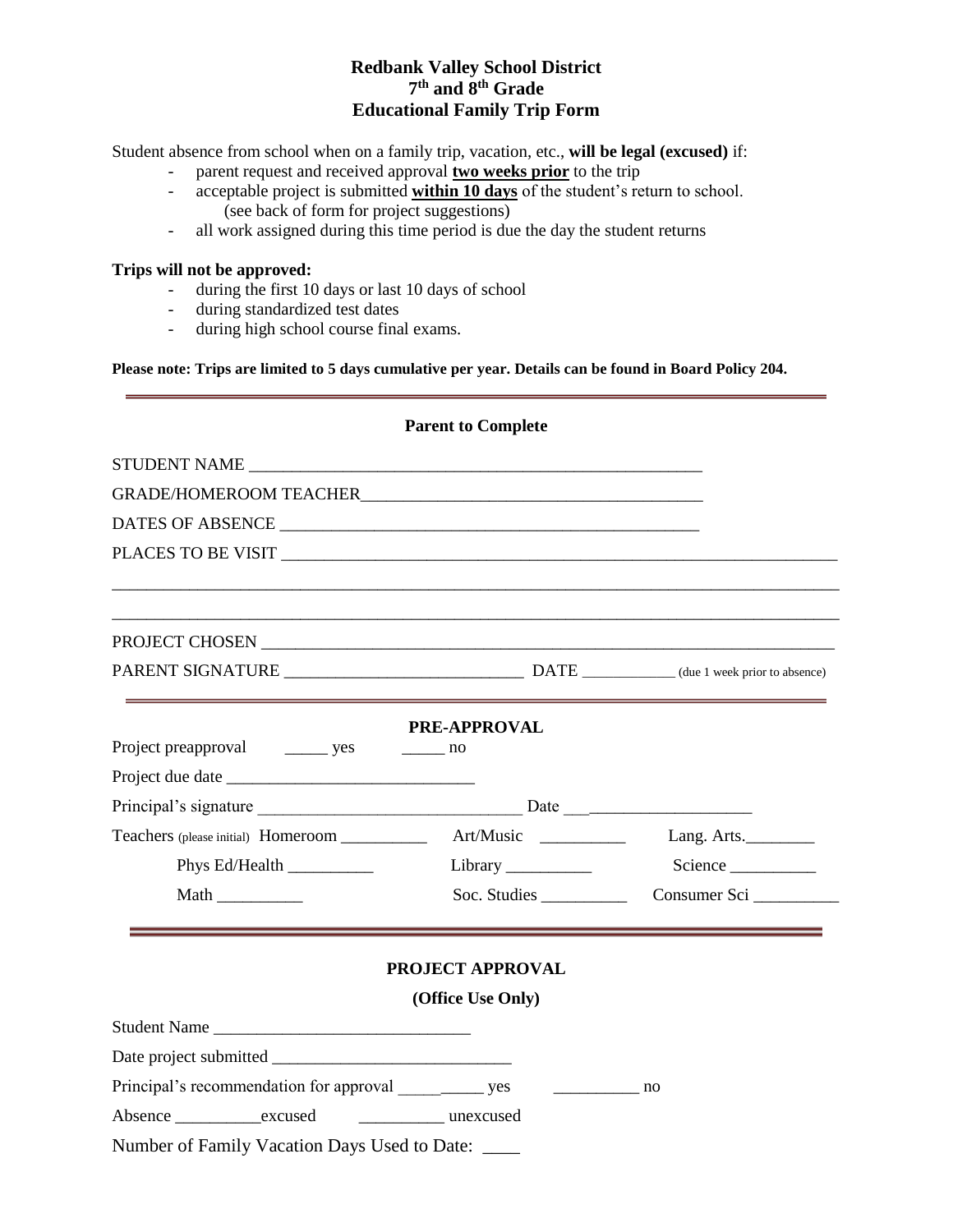# Redbank Valley School District
## 7th and 8th Grade
## Educational Family Trip Form

Student absence from school when on a family trip, vacation, etc., **will be legal (excused)** if:

- parent request and received approval **two weeks prior** to the trip
- acceptable project is submitted **within 10 days** of the student's return to school. (see back of form for project suggestions)
- all work assigned during this time period is due the day the student returns

**Trips will not be approved:**

- during the first 10 days or last 10 days of school
- during standardized test dates
- during high school course final exams.

**Please note: Trips are limited to 5 days cumulative per year. Details can be found in Board Policy 204.**

---

**Parent to Complete**

STUDENT NAME ______________________________________________________

GRADE/HOMEROOM TEACHER_______________________________________

DATES OF ABSENCE __________________________________________________

PLACES TO BE VISIT ____________________________________________________________________

________________________________________________________________________________________

________________________________________________________________________________________

PROJECT CHOSEN _______________________________________________________________________

PARENT SIGNATURE ___________________________ DATE ____________ (due 1 week prior to absence)

---

**PRE-APPROVAL**

Project preapproval _____ yes _____ no

Project due date ____________________________

Principal's signature ______________________________ Date ___________________

| Teachers (please initial) Homeroom __________ | Art/Music __________ | Lang. Arts.________ |
|---|---|---|
| Phys Ed/Health __________ | Library __________ | Science __________ |
| Math __________ | Soc. Studies __________ | Consumer Sci __________ |

---

**PROJECT APPROVAL**

**(Office Use Only)**

Student Name _____________________________

Date project submitted ___________________________

Principal's recommendation for approval __________ yes __________ no

Absence __________excused __________ unexcused

Number of Family Vacation Days Used to Date: ____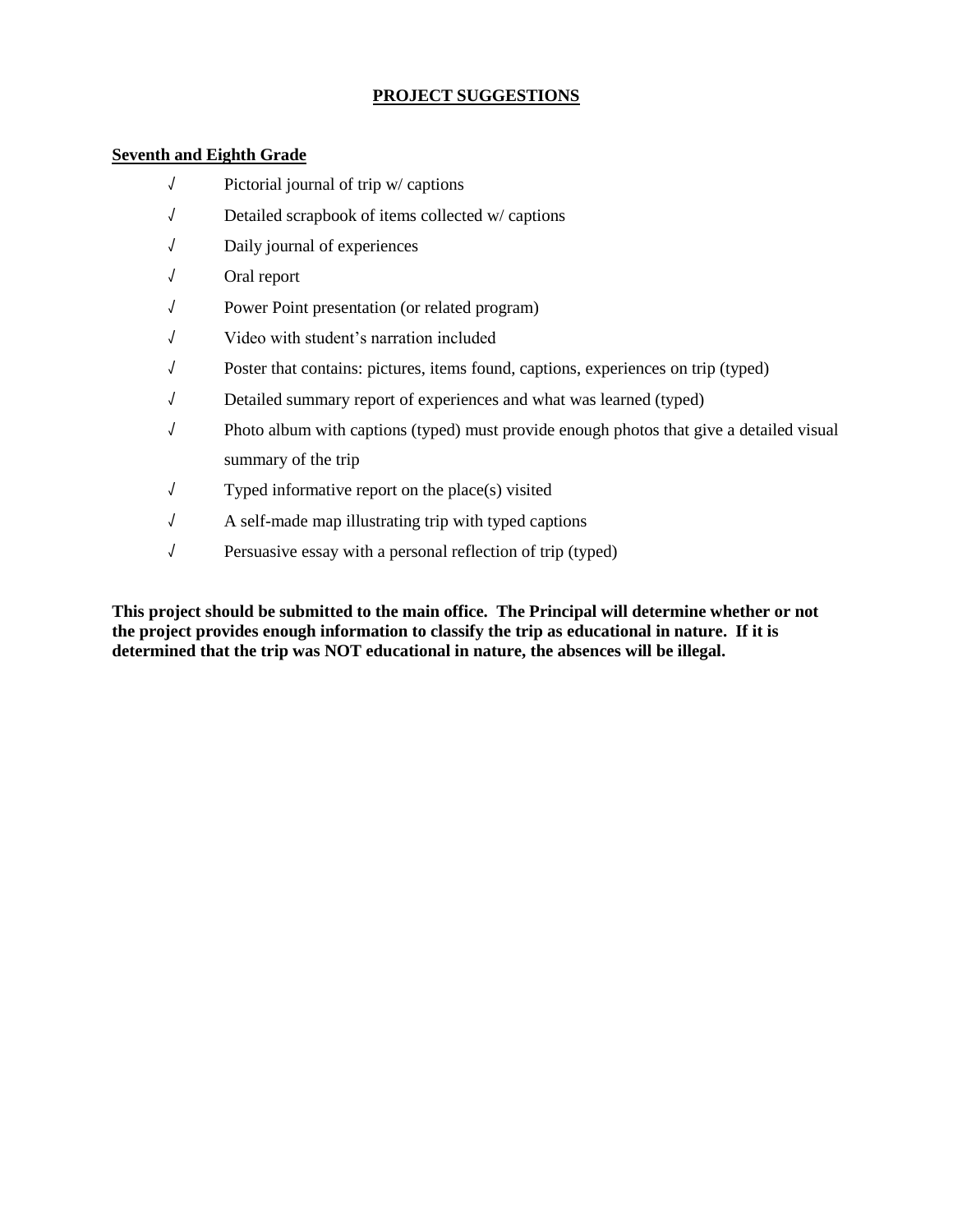**PROJECT SUGGESTIONS**

**Seventh and Eighth Grade**

- √ Pictorial journal of trip w/ captions
- √ Detailed scrapbook of items collected w/ captions
- √ Daily journal of experiences
- √ Oral report
- √ Power Point presentation (or related program)
- √ Video with student's narration included
- √ Poster that contains: pictures, items found, captions, experiences on trip (typed)
- √ Detailed summary report of experiences and what was learned (typed)
- √ Photo album with captions (typed) must provide enough photos that give a detailed visual summary of the trip
- √ Typed informative report on the place(s) visited
- √ A self-made map illustrating trip with typed captions
- √ Persuasive essay with a personal reflection of trip (typed)

**This project should be submitted to the main office. The Principal will determine whether or not the project provides enough information to classify the trip as educational in nature. If it is determined that the trip was NOT educational in nature, the absences will be illegal.**